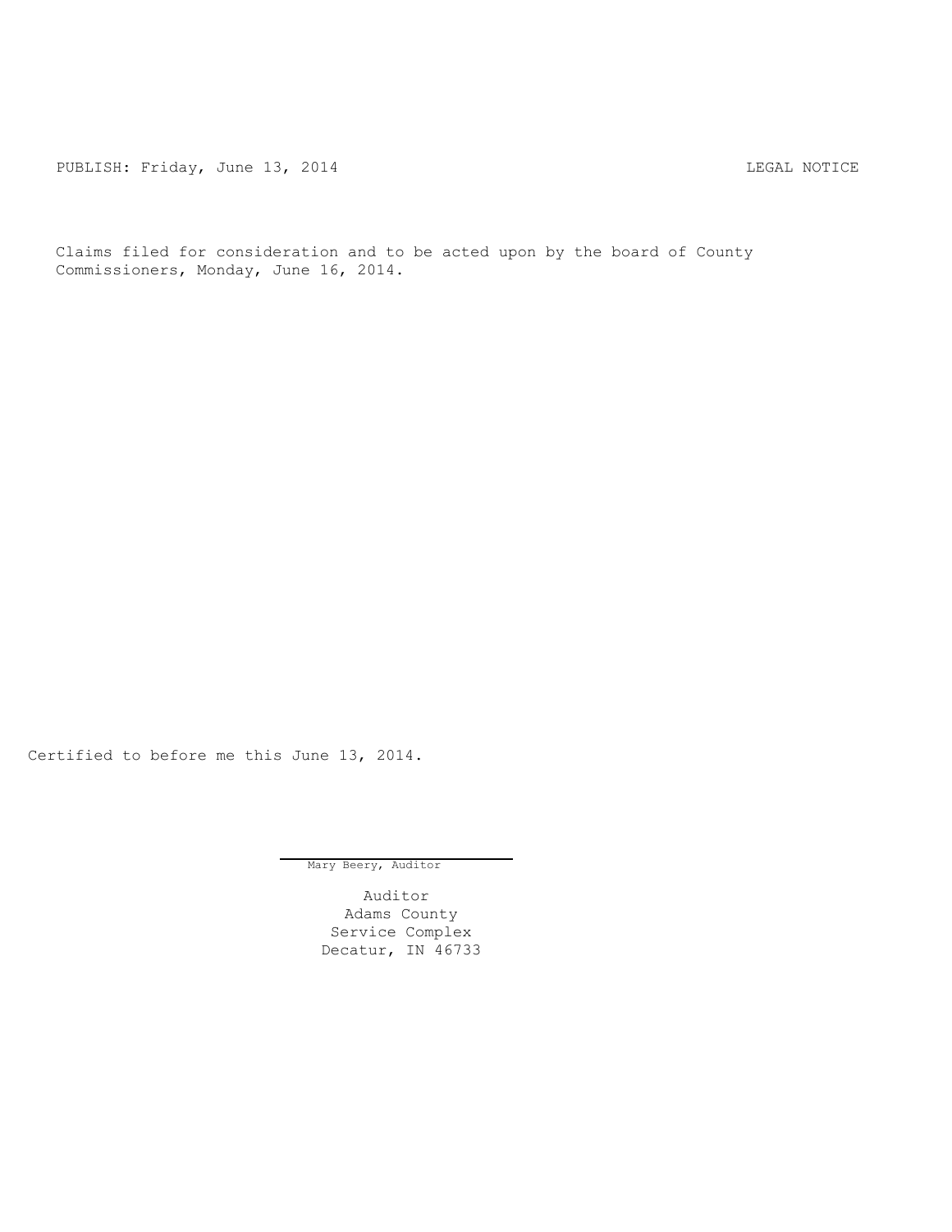PUBLISH: Friday, June 13, 2014 LEGAL NOTICE

Claims filed for consideration and to be acted upon by the board of County Commissioners, Monday, June 16, 2014.

Certified to before me this June 13, 2014.

Mary Beery, Auditor

Auditor
Adams County
Service Complex
Decatur, IN 46733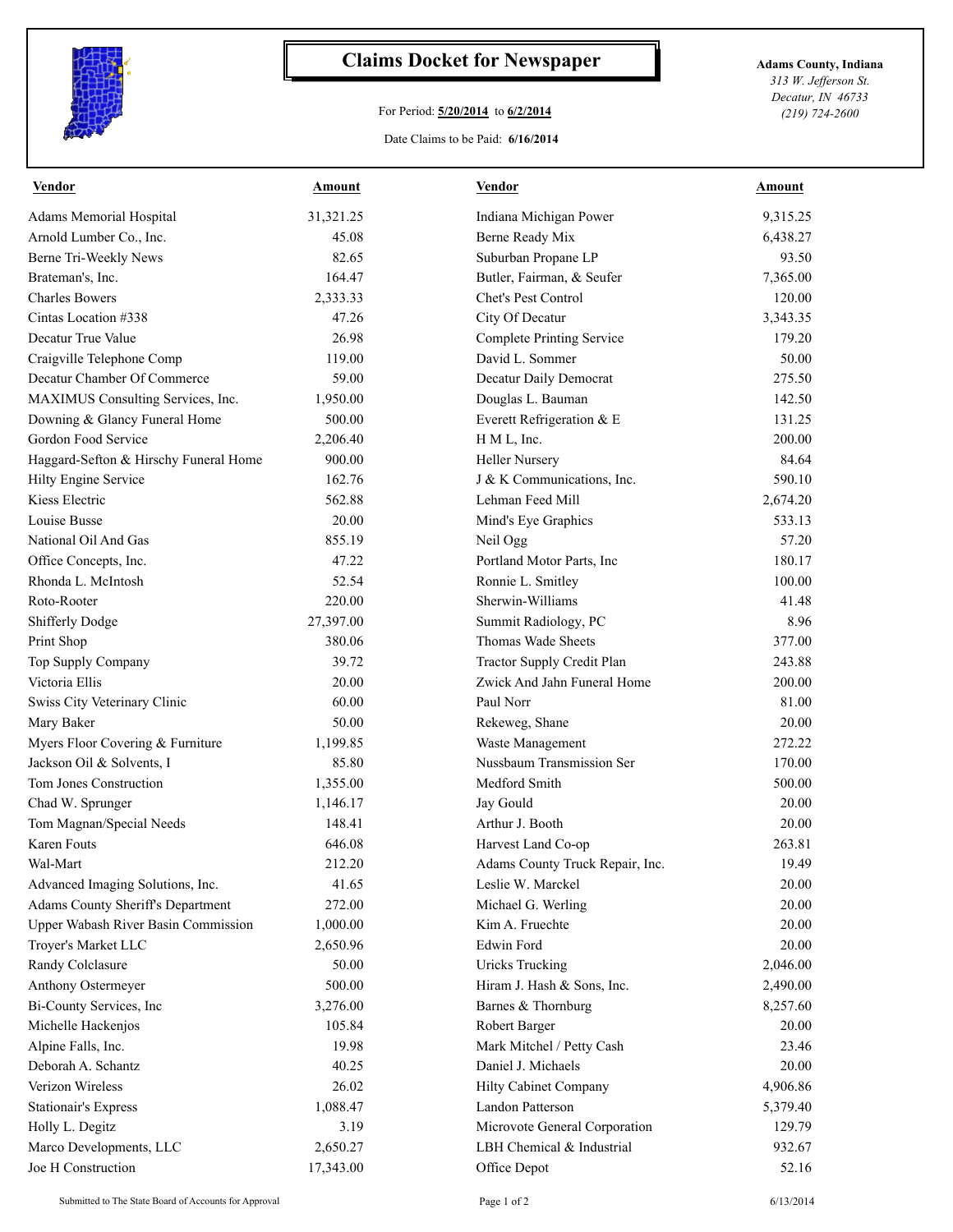# Claims Docket for Newspaper

For Period: **5/20/2014** to **6/2/2014**

Date Claims to be Paid: **6/16/2014**

**Adams County, Indiana**
*313 W. Jefferson St.*
*Decatur, IN 46733*
*(219) 724-2600*

| Vendor | Amount | Vendor | Amount |
|---|---|---|---|
| Adams Memorial Hospital | 31,321.25 | Indiana Michigan Power | 9,315.25 |
| Arnold Lumber Co., Inc. | 45.08 | Berne Ready Mix | 6,438.27 |
| Berne Tri-Weekly News | 82.65 | Suburban Propane LP | 93.50 |
| Brateman's, Inc. | 164.47 | Butler, Fairman, & Seufer | 7,365.00 |
| Charles Bowers | 2,333.33 | Chet's Pest Control | 120.00 |
| Cintas Location #338 | 47.26 | City Of Decatur | 3,343.35 |
| Decatur True Value | 26.98 | Complete Printing Service | 179.20 |
| Craigville Telephone Comp | 119.00 | David L. Sommer | 50.00 |
| Decatur Chamber Of Commerce | 59.00 | Decatur Daily Democrat | 275.50 |
| MAXIMUS Consulting Services, Inc. | 1,950.00 | Douglas L. Bauman | 142.50 |
| Downing & Glancy Funeral Home | 500.00 | Everett Refrigeration & E | 131.25 |
| Gordon Food Service | 2,206.40 | H M L, Inc. | 200.00 |
| Haggard-Sefton & Hirschy Funeral Home | 900.00 | Heller Nursery | 84.64 |
| Hilty Engine Service | 162.76 | J & K Communications, Inc. | 590.10 |
| Kiess Electric | 562.88 | Lehman Feed Mill | 2,674.20 |
| Louise Busse | 20.00 | Mind's Eye Graphics | 533.13 |
| National Oil And Gas | 855.19 | Neil Ogg | 57.20 |
| Office Concepts, Inc. | 47.22 | Portland Motor Parts, Inc | 180.17 |
| Rhonda L. McIntosh | 52.54 | Ronnie L. Smitley | 100.00 |
| Roto-Rooter | 220.00 | Sherwin-Williams | 41.48 |
| Shifferly Dodge | 27,397.00 | Summit Radiology, PC | 8.96 |
| Print Shop | 380.06 | Thomas Wade Sheets | 377.00 |
| Top Supply Company | 39.72 | Tractor Supply Credit Plan | 243.88 |
| Victoria Ellis | 20.00 | Zwick And Jahn Funeral Home | 200.00 |
| Swiss City Veterinary Clinic | 60.00 | Paul Norr | 81.00 |
| Mary Baker | 50.00 | Rekeweg, Shane | 20.00 |
| Myers Floor Covering & Furniture | 1,199.85 | Waste Management | 272.22 |
| Jackson Oil & Solvents, I | 85.80 | Nussbaum Transmission Ser | 170.00 |
| Tom Jones Construction | 1,355.00 | Medford Smith | 500.00 |
| Chad W. Sprunger | 1,146.17 | Jay Gould | 20.00 |
| Tom Magnan/Special Needs | 148.41 | Arthur J. Booth | 20.00 |
| Karen Fouts | 646.08 | Harvest Land Co-op | 263.81 |
| Wal-Mart | 212.20 | Adams County Truck Repair, Inc. | 19.49 |
| Advanced Imaging Solutions, Inc. | 41.65 | Leslie W. Marckel | 20.00 |
| Adams County Sheriff's Department | 272.00 | Michael G. Werling | 20.00 |
| Upper Wabash River Basin Commission | 1,000.00 | Kim A. Fruechte | 20.00 |
| Troyer's Market LLC | 2,650.96 | Edwin Ford | 20.00 |
| Randy Colclasure | 50.00 | Uricks Trucking | 2,046.00 |
| Anthony Ostermeyer | 500.00 | Hiram J. Hash & Sons, Inc. | 2,490.00 |
| Bi-County Services, Inc | 3,276.00 | Barnes & Thornburg | 8,257.60 |
| Michelle Hackenjos | 105.84 | Robert Barger | 20.00 |
| Alpine Falls, Inc. | 19.98 | Mark Mitchel / Petty Cash | 23.46 |
| Deborah A. Schantz | 40.25 | Daniel J. Michaels | 20.00 |
| Verizon Wireless | 26.02 | Hilty Cabinet Company | 4,906.86 |
| Stationair's Express | 1,088.47 | Landon Patterson | 5,379.40 |
| Holly L. Degitz | 3.19 | Microvote General Corporation | 129.79 |
| Marco Developments, LLC | 2,650.27 | LBH Chemical & Industrial | 932.67 |
| Joe H Construction | 17,343.00 | Office Depot | 52.16 |

Submitted to The State Board of Accounts for Approval

6/13/2014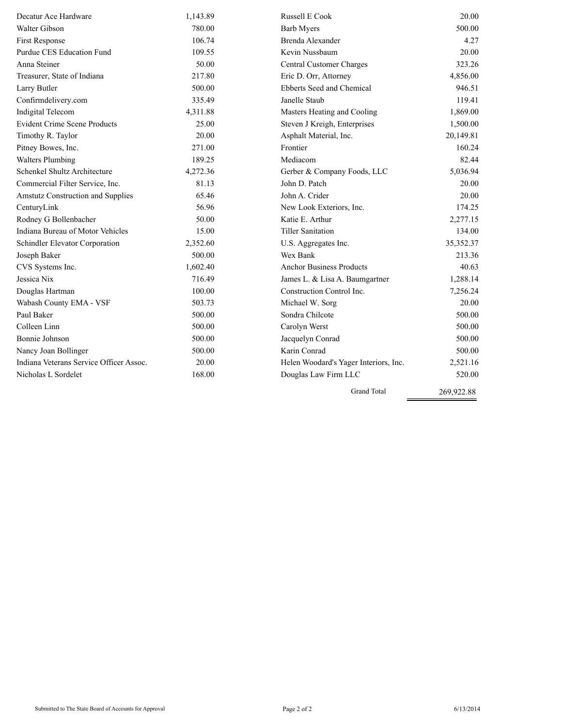| | |
|---|---|
| Decatur Ace Hardware | 1,143.89 |
| Walter Gibson | 780.00 |
| First Response | 106.74 |
| Purdue CES Education Fund | 109.55 |
| Anna Steiner | 50.00 |
| Treasurer, State of Indiana | 217.80 |
| Larry Butler | 500.00 |
| Confirmdelivery.com | 335.49 |
| Indigital Telecom | 4,311.88 |
| Evident Crime Scene Products | 25.00 |
| Timothy R. Taylor | 20.00 |
| Pitney Bowes, Inc. | 271.00 |
| Walters Plumbing | 189.25 |
| Schenkel Shultz Architecture | 4,272.36 |
| Commercial Filter Service, Inc. | 81.13 |
| Amstutz Construction and Supplies | 65.46 |
| CenturyLink | 56.96 |
| Rodney G Bollenbacher | 50.00 |
| Indiana Bureau of Motor Vehicles | 15.00 |
| Schindler Elevator Corporation | 2,352.60 |
| Joseph Baker | 500.00 |
| CVS Systems Inc. | 1,602.40 |
| Jessica Nix | 716.49 |
| Douglas Hartman | 100.00 |
| Wabash County EMA - VSF | 503.73 |
| Paul Baker | 500.00 |
| Colleen Linn | 500.00 |
| Bonnie Johnson | 500.00 |
| Nancy Joan Bollinger | 500.00 |
| Indiana Veterans Service Officer Assoc. | 20.00 |
| Nicholas L Sordelet | 168.00 |
| Russell E Cook | 20.00 |
| Barb Myers | 500.00 |
| Brenda Alexander | 4.27 |
| Kevin Nussbaum | 20.00 |
| Central Customer Charges | 323.26 |
| Eric D. Orr, Attorney | 4,856.00 |
| Ebberts Seed and Chemical | 946.51 |
| Janelle Staub | 119.41 |
| Masters Heating and Cooling | 1,869.00 |
| Steven J Kreigh, Enterprises | 1,500.00 |
| Asphalt Material, Inc. | 20,149.81 |
| Frontier | 160.24 |
| Mediacom | 82.44 |
| Gerber & Company Foods, LLC | 5,036.94 |
| John D. Patch | 20.00 |
| John A. Crider | 20.00 |
| New Look Exteriors, Inc. | 174.25 |
| Katie E. Arthur | 2,277.15 |
| Tiller Sanitation | 134.00 |
| U.S. Aggregates Inc. | 35,352.37 |
| Wex Bank | 213.36 |
| Anchor Business Products | 40.63 |
| James L. & Lisa A. Baumgartner | 1,288.14 |
| Construction Control Inc. | 7,256.24 |
| Michael W. Sorg | 20.00 |
| Sondra Chilcote | 500.00 |
| Carolyn Werst | 500.00 |
| Jacquelyn Conrad | 500.00 |
| Karin Conrad | 500.00 |
| Helen Woodard's Yager Interiors, Inc. | 2,521.16 |
| Douglas Law Firm LLC | 520.00 |
| Grand Total | 269,922.88 |

Submitted to The State Board of Accounts for Approval

6/13/2014